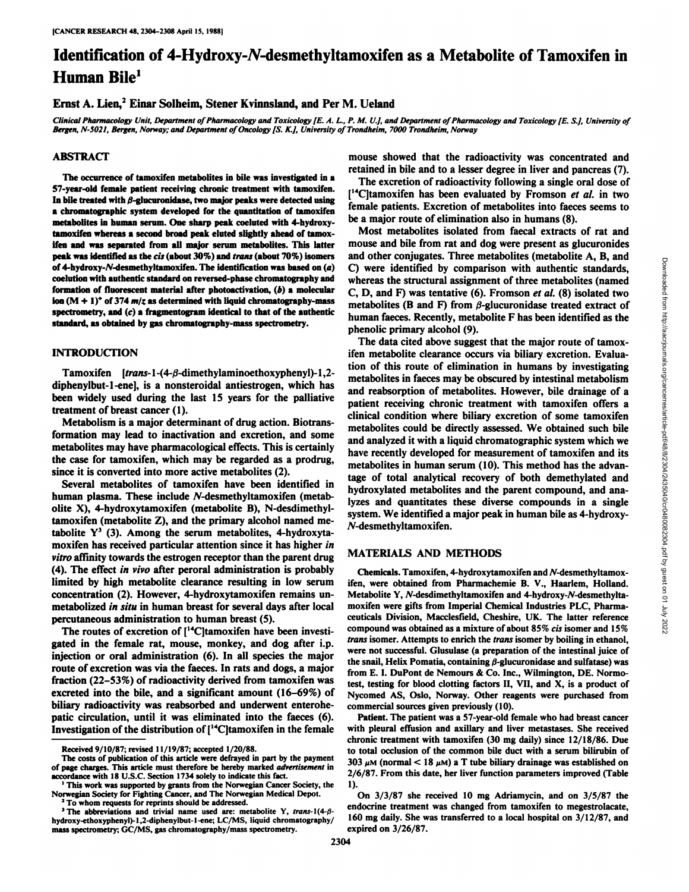# Identification of 4-Hydroxy-*N*-desmethyltamoxifen as a Metabolite of Tamoxifen in Human Bile[1]

Ernst A. Lien,[2] Einar Solheim, Stener Kvinnsland, and Per M. Ueland

*Clinical Pharmacology Unit, Department of Pharmacology and Toxicology [E. A. L., P. M. U.], and Department of Pharmacology and Toxicology [E. S.], University of Bergen, N-5021, Bergen, Norway; and Department of Oncology [S. K.], University of Trondheim, 7000 Trondheim, Norway*

## ABSTRACT

The occurrence of tamoxifen metabolites in bile was investigated in a 57-year-old female patient receiving chronic treatment with tamoxifen. In bile treated with β-glucuronidase, two major peaks were detected using a chromatographic system developed for the quantitation of tamoxifen metabolites in human serum. One sharp peak coeluted with 4-hydroxytamoxifen whereas a second broad peak eluted slightly ahead of tamoxifen and was separated from all major serum metabolites. This latter peak was identified as the *cis* (about 30%) and *trans* (about 70%) isomers of 4-hydroxy-*N*-desmethyltamoxifen. The identification was based on (*a*) coelution with authentic standard on reversed-phase chromatography and formation of fluorescent material after photoactivation, (*b*) a molecular ion $(M + 1)^+$ of 374 *m/z* as determined with liquid chromatography-mass spectrometry, and (*c*) a fragmentogram identical to that of the authentic standard, as obtained by gas chromatography-mass spectrometry.

## INTRODUCTION

Tamoxifen [*trans*-1-(4-β-dimethylaminoethoxyphenyl)-1,2-diphenylbut-1-ene], is a nonsteroidal antiestrogen, which has been widely used during the last 15 years for the palliative treatment of breast cancer (1).

Metabolism is a major determinant of drug action. Biotransformation may lead to inactivation and excretion, and some metabolites may have pharmacological effects. This is certainly the case for tamoxifen, which may be regarded as a prodrug, since it is converted into more active metabolites (2).

Several metabolites of tamoxifen have been identified in human plasma. These include *N*-desmethyltamoxifen (metabolite X), 4-hydroxytamoxifen (metabolite B), N-desdimethyltamoxifen (metabolite Z), and the primary alcohol named metabolite Y[3] (3). Among the serum metabolites, 4-hydroxytamoxifen has received particular attention since it has higher *in vitro* affinity towards the estrogen receptor than the parent drug (4). The effect *in vivo* after peroral administration is probably limited by high metabolite clearance resulting in low serum concentration (2). However, 4-hydroxytamoxifen remains unmetabolized *in situ* in human breast for several days after local percutaneous administration to human breast (5).

The routes of excretion of [$^{14}$C]tamoxifen have been investigated in the female rat, mouse, monkey, and dog after i.p. injection or oral administration (6). In all species the major route of excretion was via the faeces. In rats and dogs, a major fraction (22–53%) of radioactivity derived from tamoxifen was excreted into the bile, and a significant amount (16–69%) of biliary radioactivity was reabsorbed and underwent enterohepatic circulation, until it was eliminated into the faeces (6). Investigation of the distribution of [$^{14}$C]tamoxifen in the female mouse showed that the radioactivity was concentrated and retained in bile and to a lesser degree in liver and pancreas (7).

The excretion of radioactivity following a single oral dose of [$^{14}$C]tamoxifen has been evaluated by Fromson *et al.* in two female patients. Excretion of metabolites into faeces seems to be a major route of elimination also in humans (8).

Most metabolites isolated from faecal extracts of rat and mouse and bile from rat and dog were present as glucuronides and other conjugates. Three metabolites (metabolite A, B, and C) were identified by comparison with authentic standards, whereas the structural assignment of three metabolites (named C, D, and F) was tentative (6). Fromson *et al.* (8) isolated two metabolites (B and F) from β-glucuronidase treated extract of human faeces. Recently, metabolite F has been identified as the phenolic primary alcohol (9).

The data cited above suggest that the major route of tamoxifen metabolite clearance occurs via biliary excretion. Evaluation of this route of elimination in humans by investigating metabolites in faeces may be obscured by intestinal metabolism and reabsorption of metabolites. However, bile drainage of a patient receiving chronic treatment with tamoxifen offers a clinical condition where biliary excretion of some tamoxifen metabolites could be directly assessed. We obtained such bile and analyzed it with a liquid chromatographic system which we have recently developed for measurement of tamoxifen and its metabolites in human serum (10). This method has the advantage of total analytical recovery of both demethylated and hydroxylated metabolites and the parent compound, and analyzes and quantitates these diverse compounds in a single system. We identified a major peak in human bile as 4-hydroxy-*N*-desmethyltamoxifen.

## MATERIALS AND METHODS

**Chemicals.** Tamoxifen, 4-hydroxytamoxifen and *N*-desmethyltamoxifen, were obtained from Pharmachemie B. V., Haarlem, Holland. Metabolite Y, *N*-desdimethyltamoxifen and 4-hydroxy-*N*-desmethyltamoxifen were gifts from Imperial Chemical Industries PLC, Pharmaceuticals Division, Macclesfield, Cheshire, UK. The latter reference compound was obtained as a mixture of about 85% *cis* isomer and 15% *trans* isomer. Attempts to enrich the *trans* isomer by boiling in ethanol, were not successful. Glusulase (a preparation of the intestinal juice of the snail, Helix Pomatia, containing β-glucuronidase and sulfatase) was from E. I. DuPont de Nemours & Co. Inc., Wilmington, DE. Normotest, testing for blood clotting factors II, VII, and X, is a product of Nycomed AS, Oslo, Norway. Other reagents were purchased from commercial sources given previously (10).

**Patient.** The patient was a 57-year-old female who had breast cancer with pleural effusion and axillary and liver metastases. She received chronic treatment with tamoxifen (30 mg daily) since 12/18/86. Due to total occlusion of the common bile duct with a serum bilirubin of 303 μM (normal < 18 μM) a T tube biliary drainage was established on 2/6/87. From this date, her liver function parameters improved (Table 1).

On 3/3/87 she received 10 mg Adriamycin, and on 3/5/87 the endocrine treatment was changed from tamoxifen to megestrolacate, 160 mg daily. She was transferred to a local hospital on 3/12/87, and expired on 3/26/87.

Received 9/10/87; revised 11/19/87; accepted 1/20/88.

The costs of publication of this article were defrayed in part by the payment of page charges. This article must therefore be hereby marked *advertisement* in accordance with 18 U.S.C. Section 1734 solely to indicate this fact.

[1] This work was supported by grants from the Norwegian Cancer Society, the Norwegian Society for Fighting Cancer, and The Norwegian Medical Depot.

[2] To whom requests for reprints should be addressed.

[3] The abbreviations and trivial name used are: metabolite Y, *trans*-1(4-β-hydroxy-ethoxyphenyl)-1,2-diphenylbut-1-ene; LC/MS, liquid chromatography/mass spectrometry; GC/MS, gas chromatography/mass spectrometry.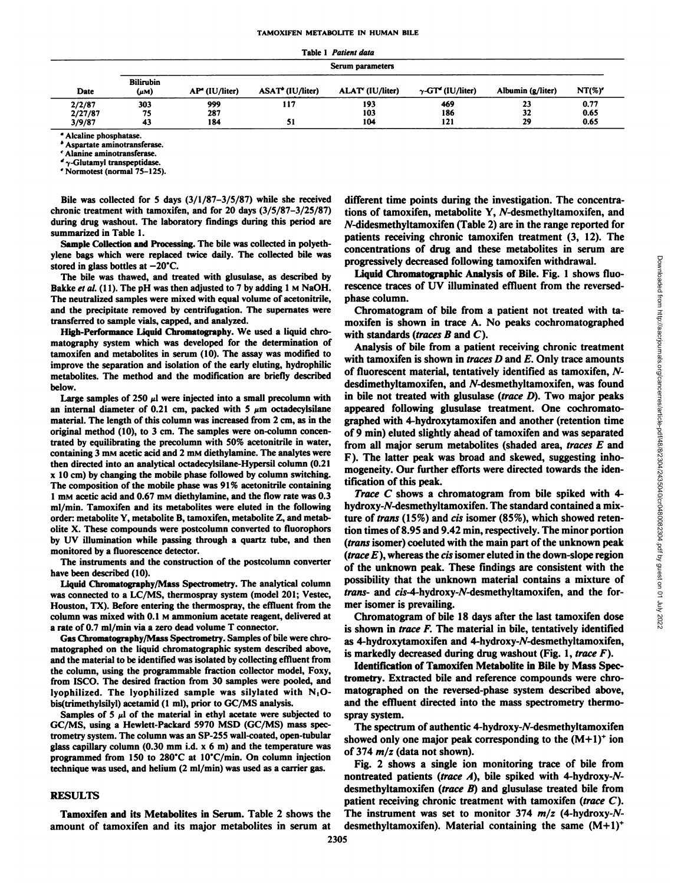Table 1 *Patient data*

| Date | Serum parameters | | | | | | |
|---|---|---|---|---|---|---|---|
| | Bilirubin (μM) | AP[a] (IU/liter) | ASAT[b] (IU/liter) | ALAT[c] (IU/liter) | γ-GT[d] (IU/liter) | Albumin (g/liter) | NT(%)[e] |
| 2/2/87 | 303 | 999 | 117 | 193 | 469 | 23 | 0.77 |
| 2/27/87 | 75 | 287 | | 103 | 186 | 32 | 0.65 |
| 3/9/87 | 43 | 184 | 51 | 104 | 121 | 29 | 0.65 |

[a] Alcaline phosphatase.
[b] Aspartate aminotransferase.
[c] Alanine aminotransferase.
[d] γ-Glutamyl transpeptidase.
[e] Normotest (normal 75–125).

Bile was collected for 5 days (3/1/87–3/5/87) while she received chronic treatment with tamoxifen, and for 20 days (3/5/87–3/25/87) during drug washout. The laboratory findings during this period are summarized in Table 1.

**Sample Collection and Processing.** The bile was collected in polyethylene bags which were replaced twice daily. The collected bile was stored in glass bottles at −20°C.

The bile was thawed, and treated with glusulase, as described by Bakke *et al.* (11). The pH was then adjusted to 7 by adding 1 M NaOH. The neutralized samples were mixed with equal volume of acetonitrile, and the precipitate removed by centrifugation. The supernates were transferred to sample vials, capped, and analyzed.

**High-Performance Liquid Chromatography.** We used a liquid chromatography system which was developed for the determination of tamoxifen and metabolites in serum (10). The assay was modified to improve the separation and isolation of the early eluting, hydrophilic metabolites. The method and the modification are briefly described below.

Large samples of 250 μl were injected into a small precolumn with an internal diameter of 0.21 cm, packed with 5 μm octadecylsilane material. The length of this column was increased from 2 cm, as in the original method (10), to 3 cm. The samples were on-column concentrated by equilibrating the precolumn with 50% acetonitrile in water, containing 3 mM acetic acid and 2 mM diethylamine. The analytes were then directed into an analytical octadecylsilane-Hypersil column (0.21 x 10 cm) by changing the mobile phase followed by column switching. The composition of the mobile phase was 91% acetonitrile containing 1 mM acetic acid and 0.67 mM diethylamine, and the flow rate was 0.3 ml/min. Tamoxifen and its metabolites were eluted in the following order: metabolite Y, metabolite B, tamoxifen, metabolite Z, and metabolite X. These compounds were postcolumn converted to fluorophors by UV illumination while passing through a quartz tube, and then monitored by a fluorescence detector.

The instruments and the construction of the postcolumn converter have been described (10).

**Liquid Chromatography/Mass Spectrometry.** The analytical column was connected to a LC/MS, thermospray system (model 201; Vestec, Houston, TX). Before entering the thermospray, the effluent from the column was mixed with 0.1 M ammonium acetate reagent, delivered at a rate of 0.7 ml/min via a zero dead volume T connector.

**Gas Chromatography/Mass Spectrometry.** Samples of bile were chromatographed on the liquid chromatographic system described above, and the material to be identified was isolated by collecting effluent from the column, using the programmable fraction collector model, Foxy, from ISCO. The desired fraction from 30 samples were pooled, and lyophilized. The lyophilized sample was silylated with N,O-bis(trimethylsilyl) acetamid (1 ml), prior to GC/MS analysis.

Samples of 5 μl of the material in ethyl acetate were subjected to GC/MS, using a Hewlett-Packard 5970 MSD (GC/MS) mass spectrometry system. The column was an SP-255 wall-coated, open-tubular glass capillary column (0.30 mm i.d. x 6 m) and the temperature was programmed from 150 to 280°C at 10°C/min. On column injection technique was used, and helium (2 ml/min) was used as a carrier gas.

## RESULTS

**Tamoxifen and its Metabolites in Serum.** Table 2 shows the amount of tamoxifen and its major metabolites in serum at different time points during the investigation. The concentrations of tamoxifen, metabolite Y, *N*-desmethyltamoxifen, and *N*-didesmethyltamoxifen (Table 2) are in the range reported for patients receiving chronic tamoxifen treatment (3, 12). The concentrations of drug and these metabolites in serum are progressively decreased following tamoxifen withdrawal.

**Liquid Chromatographic Analysis of Bile.** Fig. 1 shows fluorescence traces of UV illuminated effluent from the reversed-phase column.

Chromatogram of bile from a patient not treated with tamoxifen is shown in trace A. No peaks cochromatographed with standards (*traces B* and *C*).

Analysis of bile from a patient receiving chronic treatment with tamoxifen is shown in *traces D* and *E*. Only trace amounts of fluorescent material, tentatively identified as tamoxifen, *N*-desdimethyltamoxifen, and *N*-desmethyltamoxifen, was found in bile not treated with glusulase (*trace D*). Two major peaks appeared following glusulase treatment. One cochromatographed with 4-hydroxytamoxifen and another (retention time of 9 min) eluted slightly ahead of tamoxifen and was separated from all major serum metabolites (shaded area, *traces E* and F). The latter peak was broad and skewed, suggesting inhomogeneity. Our further efforts were directed towards the identification of this peak.

*Trace C* shows a chromatogram from bile spiked with 4-hydroxy-*N*-desmethyltamoxifen. The standard contained a mixture of *trans* (15%) and *cis* isomer (85%), which showed retention times of 8.95 and 9.42 min, respectively. The minor portion (*trans* isomer) coeluted with the main part of the unknown peak (*trace E*), whereas the *cis* isomer eluted in the down-slope region of the unknown peak. These findings are consistent with the possibility that the unknown material contains a mixture of *trans*- and *cis*-4-hydroxy-*N*-desmethyltamoxifen, and the former isomer is prevailing.

Chromatogram of bile 18 days after the last tamoxifen dose is shown in *trace F*. The material in bile, tentatively identified as 4-hydroxytamoxifen and 4-hydroxy-*N*-desmethyltamoxifen, is markedly decreased during drug washout (Fig. 1, *trace F*).

**Identification of Tamoxifen Metabolite in Bile by Mass Spectrometry.** Extracted bile and reference compounds were chromatographed on the reversed-phase system described above, and the effluent directed into the mass spectrometry thermospray system.

The spectrum of authentic 4-hydroxy-*N*-desmethyltamoxifen showed only one major peak corresponding to the $(M+1)^+$ ion of 374 $m/z$ (data not shown).

Fig. 2 shows a single ion monitoring trace of bile from nontreated patients (*trace A*), bile spiked with 4-hydroxy-*N*-desmethyltamoxifen (*trace B*) and glusulase treated bile from patient receiving chronic treatment with tamoxifen (*trace C*). The instrument was set to monitor 374 $m/z$ (4-hydroxy-*N*-desmethyltamoxifen). Material containing the same $(M+1)^+$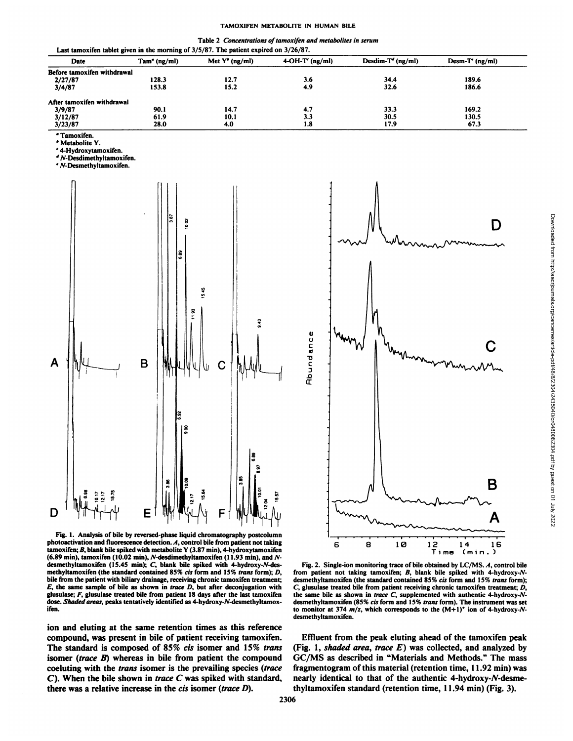Table 2 *Concentrations of tamoxifen and metabolites in serum*

Last tamoxifen tablet given in the morning of 3/5/87. The patient expired on 3/26/87.

| Date | Tam[a] (ng/ml) | Met Y[b] (ng/ml) | 4-OH-T[c] (ng/ml) | Desdim-T[d] (ng/ml) | Desm-T[e] (ng/ml) |
|---|---|---|---|---|---|
| Before tamoxifen withdrawal | | | | | |
| 2/27/87 | 128.3 | 12.7 | 3.6 | 34.4 | 189.6 |
| 3/4/87 | 153.8 | 15.2 | 4.9 | 32.6 | 186.6 |
| After tamoxifen withdrawal | | | | | |
| 3/9/87 | 90.1 | 14.7 | 4.7 | 33.3 | 169.2 |
| 3/12/87 | 61.9 | 10.1 | 3.3 | 30.5 | 130.5 |
| 3/23/87 | 28.0 | 4.0 | 1.8 | 17.9 | 67.3 |

[a] Tamoxifen.
[b] Metabolite Y.
[c] 4-Hydroxytamoxifen.
[d] *N*-Desdimethyltamoxifen.
[e] *N*-Desmethyltamoxifen.

Fig. 1. Analysis of bile by reversed-phase liquid chromatography postcolumn photoactivation and fluorescence detection. *A*, control bile from patient not taking tamoxifen; *B*, blank bile spiked with metabolite Y (3.87 min), 4-hydroxytamoxifen (6.89 min), tamoxifen (10.02 min), *N*-desdimethyltamoxifen (11.93 min), and *N*-desmethyltamoxifen (15.45 min); *C*, blank bile spiked with 4-hydroxy-*N*-desmethyltamoxifen (the standard contained 85% *cis* form and 15% *trans* form); *D*, bile from the patient with biliary drainage, receiving chronic tamoxifen treatment; *E*, the same sample of bile as shown in *trace D*, but after deconjugation with glusulase; *F*, glusulase treated bile from patient 18 days after the last tamoxifen dose. *Shaded areas*, peaks tentatively identified as 4-hydroxy-*N*-desmethyltamoxifen.

Fig. 2. Single-ion monitoring trace of bile obtained by LC/MS. *A*, control bile from patient not taking tamoxifen; *B*, blank bile spiked with 4-hydroxy-*N*-desmethyltamoxifen (the standard contained 85% *cis* form and 15% *trans* form); *C*, glusulase treated bile from patient receiving chronic tamoxifen treatment; *D*, the same bile as shown in *trace C*, supplemented with authentic 4-hydroxy-*N*-desmethyltamoxifen (85% *cis* form and 15% *trans* form). The instrument was set to monitor at 374 *m/z*, which corresponds to the $(M+1)^+$ ion of 4-hydroxy-*N*-desmethyltamoxifen.

ion and eluting at the same retention times as this reference compound, was present in bile of patient receiving tamoxifen. The standard is composed of 85% *cis* isomer and 15% *trans* isomer (*trace B*) whereas in bile from patient the compound coeluting with the *trans* isomer is the prevailing species (*trace C*). When the bile shown in *trace C* was spiked with standard, there was a relative increase in the *cis* isomer (*trace D*).

Effluent from the peak eluting ahead of the tamoxifen peak (Fig. 1, *shaded area*, *trace E*) was collected, and analyzed by GC/MS as described in "Materials and Methods." The mass fragmentogram of this material (retention time, 11.92 min) was nearly identical to that of the authentic 4-hydroxy-*N*-desmethyltamoxifen standard (retention time, 11.94 min) (Fig. 3).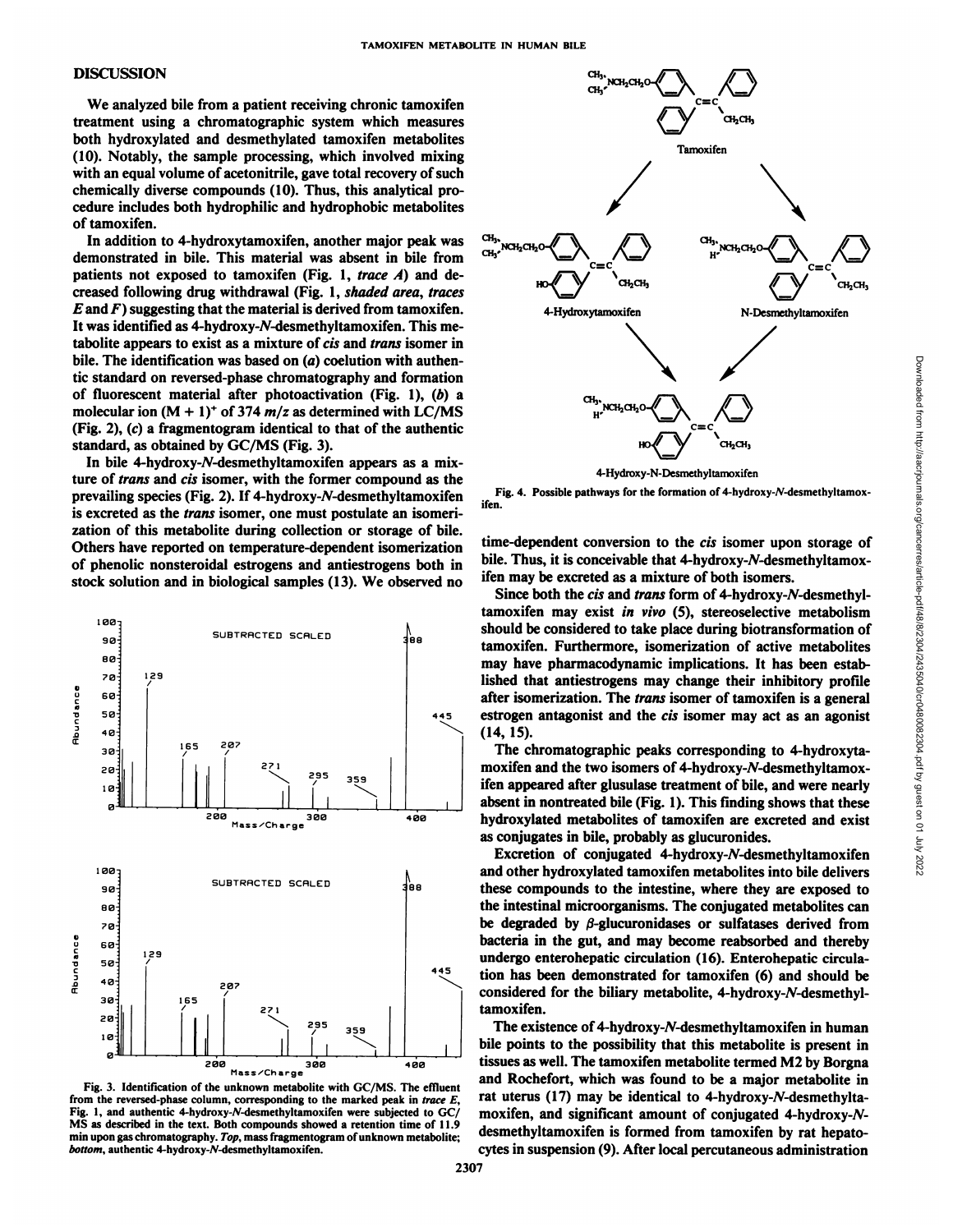## DISCUSSION

We analyzed bile from a patient receiving chronic tamoxifen treatment using a chromatographic system which measures both hydroxylated and desmethylated tamoxifen metabolites (10). Notably, the sample processing, which involved mixing with an equal volume of acetonitrile, gave total recovery of such chemically diverse compounds (10). Thus, this analytical procedure includes both hydrophilic and hydrophobic metabolites of tamoxifen.

In addition to 4-hydroxytamoxifen, another major peak was demonstrated in bile. This material was absent in bile from patients not exposed to tamoxifen (Fig. 1, *trace A*) and decreased following drug withdrawal (Fig. 1, *shaded area, traces E* and *F*) suggesting that the material is derived from tamoxifen. It was identified as 4-hydroxy-*N*-desmethyltamoxifen. This metabolite appears to exist as a mixture of *cis* and *trans* isomer in bile. The identification was based on (*a*) coelution with authentic standard on reversed-phase chromatography and formation of fluorescent material after photoactivation (Fig. 1), (*b*) a molecular ion $(M + 1)^+$ of 374 $m/z$ as determined with LC/MS (Fig. 2), (*c*) a fragmentogram identical to that of the authentic standard, as obtained by GC/MS (Fig. 3).

In bile 4-hydroxy-*N*-desmethyltamoxifen appears as a mixture of *trans* and *cis* isomer, with the former compound as the prevailing species (Fig. 2). If 4-hydroxy-*N*-desmethyltamoxifen is excreted as the *trans* isomer, one must postulate an isomerization of this metabolite during collection or storage of bile. Others have reported on temperature-dependent isomerization of phenolic nonsteroidal estrogens and antiestrogens both in stock solution and in biological samples (13). We observed no time-dependent conversion to the *cis* isomer upon storage of bile. Thus, it is conceivable that 4-hydroxy-*N*-desmethyltamoxifen may be excreted as a mixture of both isomers.

Fig. 3. Identification of the unknown metabolite with GC/MS. The effluent from the reversed-phase column, corresponding to the marked peak in *trace E*, Fig. 1, and authentic 4-hydroxy-*N*-desmethyltamoxifen were subjected to GC/MS as described in the text. Both compounds showed a retention time of 11.9 min upon gas chromatography. *Top*, mass fragmentogram of unknown metabolite; *bottom*, authentic 4-hydroxy-*N*-desmethyltamoxifen.

Fig. 4. Possible pathways for the formation of 4-hydroxy-*N*-desmethyltamoxifen.

Since both the *cis* and *trans* form of 4-hydroxy-*N*-desmethyltamoxifen may exist *in vivo* (5), stereoselective metabolism should be considered to take place during biotransformation of tamoxifen. Furthermore, isomerization of active metabolites may have pharmacodynamic implications. It has been established that antiestrogens may change their inhibitory profile after isomerization. The *trans* isomer of tamoxifen is a general estrogen antagonist and the *cis* isomer may act as an agonist (14, 15).

The chromatographic peaks corresponding to 4-hydroxytamoxifen and the two isomers of 4-hydroxy-*N*-desmethyltamoxifen appeared after glusulase treatment of bile, and were nearly absent in nontreated bile (Fig. 1). This finding shows that these hydroxylated metabolites of tamoxifen are excreted and exist as conjugates in bile, probably as glucuronides.

Excretion of conjugated 4-hydroxy-*N*-desmethyltamoxifen and other hydroxylated tamoxifen metabolites into bile delivers these compounds to the intestine, where they are exposed to the intestinal microorganisms. The conjugated metabolites can be degraded by $\beta$-glucuronidases or sulfatases derived from bacteria in the gut, and may become reabsorbed and thereby undergo enterohepatic circulation (16). Enterohepatic circulation has been demonstrated for tamoxifen (6) and should be considered for the biliary metabolite, 4-hydroxy-*N*-desmethyltamoxifen.

The existence of 4-hydroxy-*N*-desmethyltamoxifen in human bile points to the possibility that this metabolite is present in tissues as well. The tamoxifen metabolite termed M2 by Borgna and Rochefort, which was found to be a major metabolite in rat uterus (17) may be identical to 4-hydroxy-*N*-desmethyltamoxifen, and significant amount of conjugated 4-hydroxy-*N*-desmethyltamoxifen is formed from tamoxifen by rat hepatocytes in suspension (9). After local percutaneous administration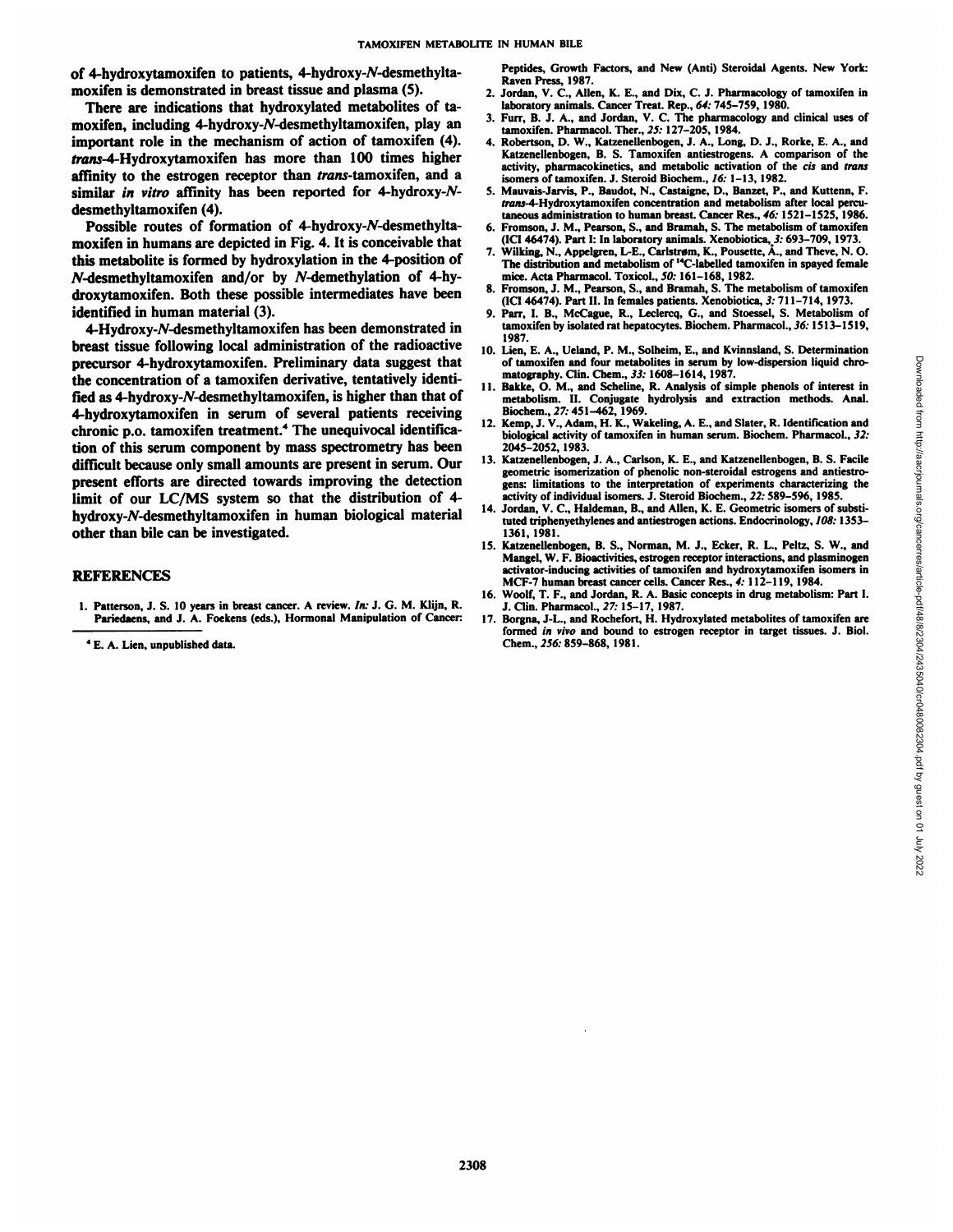of 4-hydroxytamoxifen to patients, 4-hydroxy-*N*-desmethyltamoxifen is demonstrated in breast tissue and plasma (5).

There are indications that hydroxylated metabolites of tamoxifen, including 4-hydroxy-*N*-desmethyltamoxifen, play an important role in the mechanism of action of tamoxifen (4). *trans*-4-Hydroxytamoxifen has more than 100 times higher affinity to the estrogen receptor than *trans*-tamoxifen, and a similar *in vitro* affinity has been reported for 4-hydroxy-*N*-desmethyltamoxifen (4).

Possible routes of formation of 4-hydroxy-*N*-desmethyltamoxifen in humans are depicted in Fig. 4. It is conceivable that this metabolite is formed by hydroxylation in the 4-position of *N*-desmethyltamoxifen and/or by *N*-demethylation of 4-hydroxytamoxifen. Both these possible intermediates have been identified in human material (3).

4-Hydroxy-*N*-desmethyltamoxifen has been demonstrated in breast tissue following local administration of the radioactive precursor 4-hydroxytamoxifen. Preliminary data suggest that the concentration of a tamoxifen derivative, tentatively identified as 4-hydroxy-*N*-desmethyltamoxifen, is higher than that of 4-hydroxytamoxifen in serum of several patients receiving chronic p.o. tamoxifen treatment.[4] The unequivocal identification of this serum component by mass spectrometry has been difficult because only small amounts are present in serum. Our present efforts are directed towards improving the detection limit of our LC/MS system so that the distribution of 4-hydroxy-*N*-desmethyltamoxifen in human biological material other than bile can be investigated.

[4] E. A. Lien, unpublished data.

## REFERENCES

1. Patterson, J. S. 10 years in breast cancer. A review. *In:* J. G. M. Klijn, R. Pariedaens, and J. A. Foekens (eds.), Hormonal Manipulation of Cancer: Peptides, Growth Factors, and New (Anti) Steroidal Agents. New York: Raven Press, 1987.
2. Jordan, V. C., Allen, K. E., and Dix, C. J. Pharmacology of tamoxifen in laboratory animals. Cancer Treat. Rep., *64:* 745–759, 1980.
3. Furr, B. J. A., and Jordan, V. C. The pharmacology and clinical uses of tamoxifen. Pharmacol. Ther., *25:* 127–205, 1984.
4. Robertson, D. W., Katzenellenbogen, J. A., Long, D. J., Rorke, E. A., and Katzenellenbogen, B. S. Tamoxifen antiestrogens. A comparison of the activity, pharmacokinetics, and metabolic activation of the *cis* and *trans* isomers of tamoxifen. J. Steroid Biochem., *16:* 1–13, 1982.
5. Mauvais-Jarvis, P., Baudot, N., Castaigne, D., Banzet, P., and Kuttenn, F. *trans*-4-Hydroxytamoxifen concentration and metabolism after local percutaneous administration to human breast. Cancer Res., *46:* 1521–1525, 1986.
6. Fromson, J. M., Pearson, S., and Bramah, S. The metabolism of tamoxifen (ICI 46474). Part I: In laboratory animals. Xenobiotica, *3:* 693–709, 1973.
7. Wilking, N., Appelgren, L-E., Carlstrøm, K., Pousette, Å., and Theve, N. O. The distribution and metabolism of $^{14}C$-labelled tamoxifen in spayed female mice. Acta Pharmacol. Toxicol., *50:* 161–168, 1982.
8. Fromson, J. M., Pearson, S., and Bramah, S. The metabolism of tamoxifen (ICI 46474). Part II. In females patients. Xenobiotica, *3:* 711–714, 1973.
9. Parr, I. B., McCague, R., Leclercq, G., and Stoessel, S. Metabolism of tamoxifen by isolated rat hepatocytes. Biochem. Pharmacol., *36:* 1513–1519, 1987.
10. Lien, E. A., Ueland, P. M., Solheim, E., and Kvinnsland, S. Determination of tamoxifen and four metabolites in serum by low-dispersion liquid chromatography. Clin. Chem., *33:* 1608–1614, 1987.
11. Bakke, O. M., and Scheline, R. Analysis of simple phenols of interest in metabolism. II. Conjugate hydrolysis and extraction methods. Anal. Biochem., *27:* 451–462, 1969.
12. Kemp, J. V., Adam, H. K., Wakeling, A. E., and Slater, R. Identification and biological activity of tamoxifen in human serum. Biochem. Pharmacol., *32:* 2045–2052, 1983.
13. Katzenellenbogen, J. A., Carlson, K. E., and Katzenellenbogen, B. S. Facile geometric isomerization of phenolic non-steroidal estrogens and antiestrogens: limitations to the interpretation of experiments characterizing the activity of individual isomers. J. Steroid Biochem., *22:* 589–596, 1985.
14. Jordan, V. C., Haldeman, B., and Allen, K. E. Geometric isomers of substituted triphenyethylenes and antiestrogen actions. Endocrinology, *108:* 1353–1361, 1981.
15. Katzenellenbogen, B. S., Norman, M. J., Ecker, R. L., Peltz, S. W., and Mangel, W. F. Bioactivities, estrogen receptor interactions, and plasminogen activator-inducing activities of tamoxifen and hydroxytamoxifen isomers in MCF-7 human breast cancer cells. Cancer Res., *4:* 112–119, 1984.
16. Woolf, T. F., and Jordan, R. A. Basic concepts in drug metabolism: Part I. J. Clin. Pharmacol., *27:* 15–17, 1987.
17. Borgna, J-L., and Rochefort, H. Hydroxylated metabolites of tamoxifen are formed *in vivo* and bound to estrogen receptor in target tissues. J. Biol. Chem., *256:* 859–868, 1981.